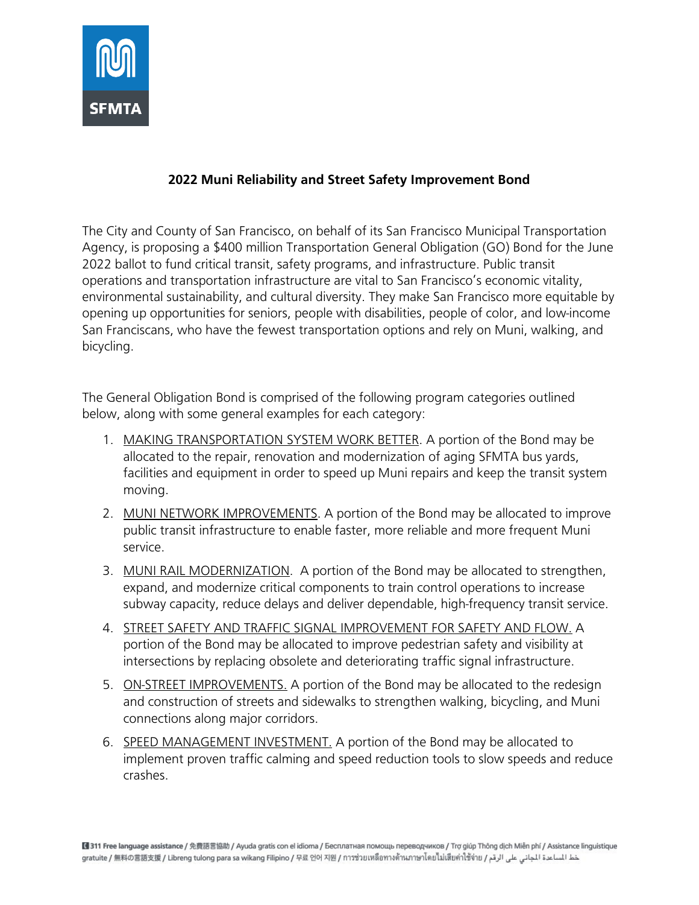SFMTA

# 2022 Muni Reliability and Street Safety Improvement Bond

The City and County of San Francisco, on behalf of its San Francisco Municipal Transportation Agency, is proposing a $400 million Transportation General Obligation (GO) Bond for the June 2022 ballot to fund critical transit, safety programs, and infrastructure. Public transit operations and transportation infrastructure are vital to San Francisco's economic vitality, environmental sustainability, and cultural diversity. They make San Francisco more equitable by opening up opportunities for seniors, people with disabilities, people of color, and low-income San Franciscans, who have the fewest transportation options and rely on Muni, walking, and bicycling.

The General Obligation Bond is comprised of the following program categories outlined below, along with some general examples for each category:

1. MAKING TRANSPORTATION SYSTEM WORK BETTER. A portion of the Bond may be allocated to the repair, renovation and modernization of aging SFMTA bus yards, facilities and equipment in order to speed up Muni repairs and keep the transit system moving.
2. MUNI NETWORK IMPROVEMENTS. A portion of the Bond may be allocated to improve public transit infrastructure to enable faster, more reliable and more frequent Muni service.
3. MUNI RAIL MODERNIZATION. A portion of the Bond may be allocated to strengthen, expand, and modernize critical components to train control operations to increase subway capacity, reduce delays and deliver dependable, high-frequency transit service.
4. STREET SAFETY AND TRAFFIC SIGNAL IMPROVEMENT FOR SAFETY AND FLOW. A portion of the Bond may be allocated to improve pedestrian safety and visibility at intersections by replacing obsolete and deteriorating traffic signal infrastructure.
5. ON-STREET IMPROVEMENTS. A portion of the Bond may be allocated to the redesign and construction of streets and sidewalks to strengthen walking, bicycling, and Muni connections along major corridors.
6. SPEED MANAGEMENT INVESTMENT. A portion of the Bond may be allocated to implement proven traffic calming and speed reduction tools to slow speeds and reduce crashes.

311 Free language assistance / 免費語言協助 / Ayuda gratis con el idioma / Бесплатная помощь переводчиков / Trợ giúp Thông dịch Miễn phí / Assistance linguistique gratuite / 無料の言語支援 / Libreng tulong para sa wikang Filipino / 무료 언어 지원 / การช่วยเหลือทางด้านภาษาโดยไม่เสียค่าใช้จ่าย / خط المساعدة المجاني على الرقم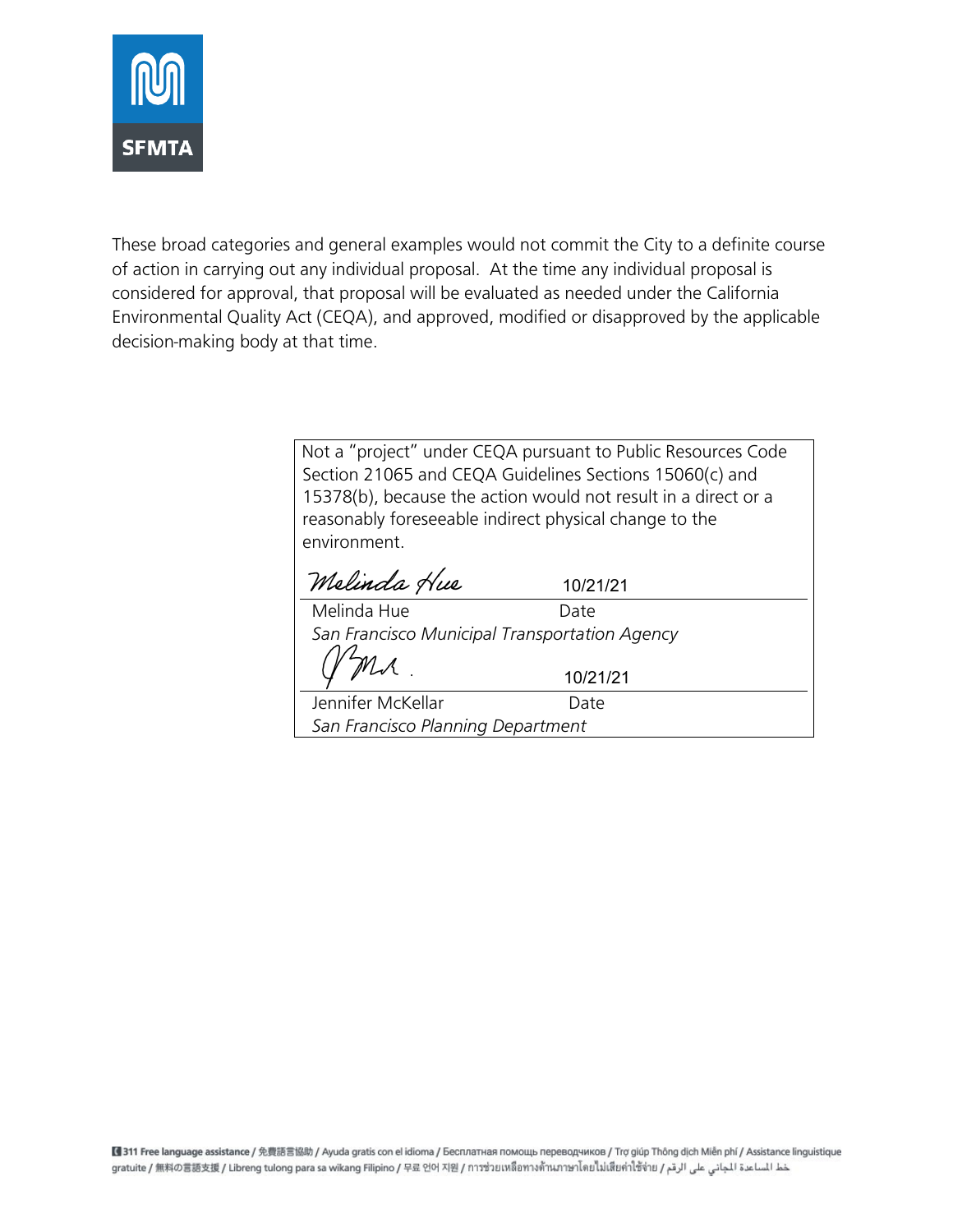These broad categories and general examples would not commit the City to a definite course of action in carrying out any individual proposal. At the time any individual proposal is considered for approval, that proposal will be evaluated as needed under the California Environmental Quality Act (CEQA), and approved, modified or disapproved by the applicable decision-making body at that time.

Not a "project" under CEQA pursuant to Public Resources Code Section 21065 and CEQA Guidelines Sections 15060(c) and 15378(b), because the action would not result in a direct or a reasonably foreseeable indirect physical change to the environment.

| | |
|---|---|
| Melinda Hue | 10/21/21 |
| Melinda Hue | Date |
| *San Francisco Municipal Transportation Agency* | |
| | 10/21/21 |
| Jennifer McKellar | Date |
| *San Francisco Planning Department* | |

311 Free language assistance / 免費語言協助 / Ayuda gratis con el idioma / Бесплатная помощь переводчиков / Trợ giúp Thông dịch Miễn phí / Assistance linguistique gratuite / 無料の言語支援 / Libreng tulong para sa wikang Filipino / 무료 언어 지원 / การช่วยเหลือทางด้านภาษาโดยไม่เสียค่าใช้จ่าย / خط المساعدة المجاني على الرقم